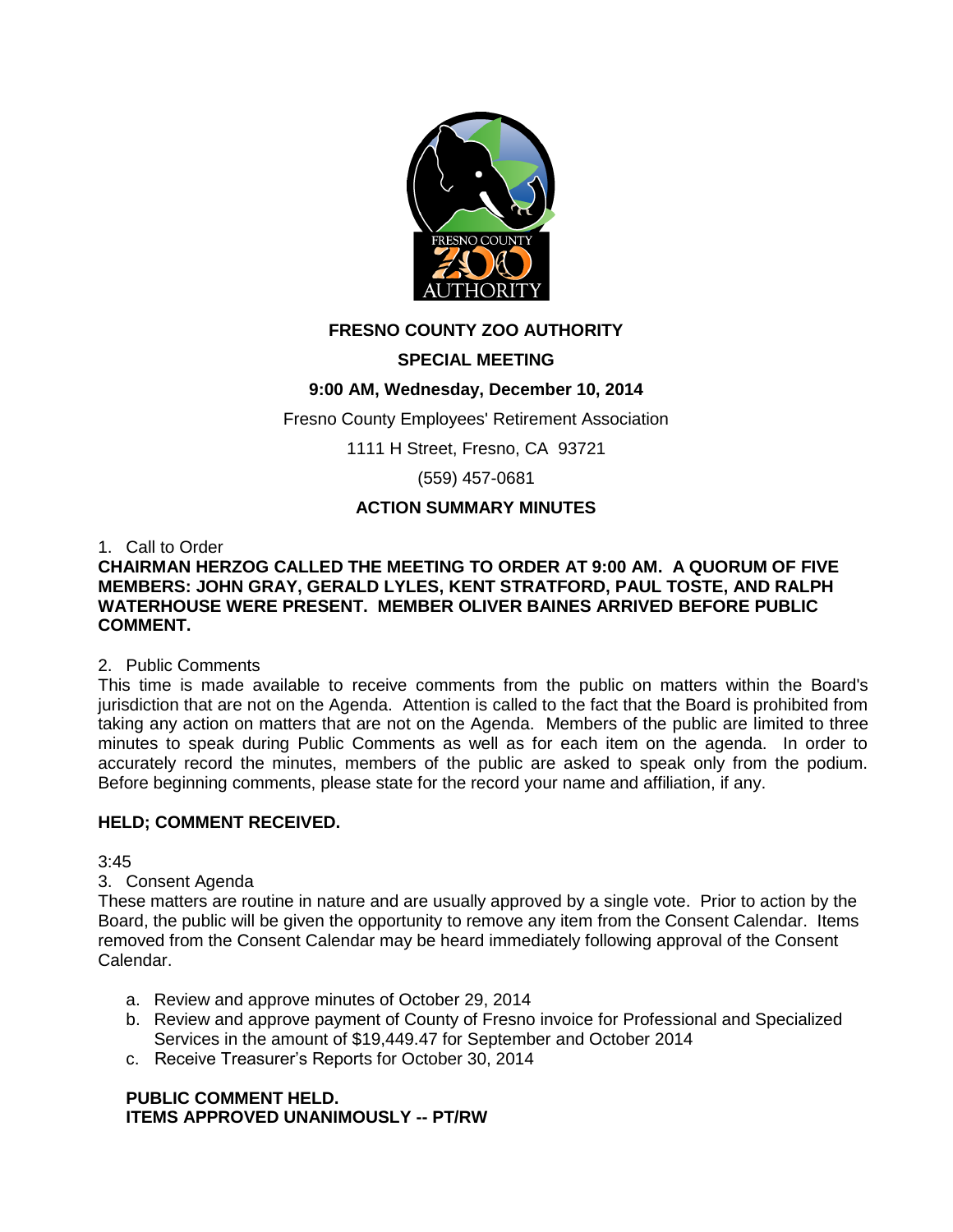# FRESNO COUNTY ZOO AUTHORITY

## SPECIAL MEETING

**9:00 AM, Wednesday, December 10, 2014**

Fresno County Employees' Retirement Association

1111 H Street, Fresno, CA 93721

(559) 457-0681

## ACTION SUMMARY MINUTES

1. Call to Order

**CHAIRMAN HERZOG CALLED THE MEETING TO ORDER AT 9:00 AM. A QUORUM OF FIVE MEMBERS: JOHN GRAY, GERALD LYLES, KENT STRATFORD, PAUL TOSTE, AND RALPH WATERHOUSE WERE PRESENT. MEMBER OLIVER BAINES ARRIVED BEFORE PUBLIC COMMENT.**

2. Public Comments

This time is made available to receive comments from the public on matters within the Board's jurisdiction that are not on the Agenda. Attention is called to the fact that the Board is prohibited from taking any action on matters that are not on the Agenda. Members of the public are limited to three minutes to speak during Public Comments as well as for each item on the agenda. In order to accurately record the minutes, members of the public are asked to speak only from the podium. Before beginning comments, please state for the record your name and affiliation, if any.

**HELD; COMMENT RECEIVED.**

3:45

3. Consent Agenda

These matters are routine in nature and are usually approved by a single vote. Prior to action by the Board, the public will be given the opportunity to remove any item from the Consent Calendar. Items removed from the Consent Calendar may be heard immediately following approval of the Consent Calendar.

   a. Review and approve minutes of October 29, 2014
   b. Review and approve payment of County of Fresno invoice for Professional and Specialized Services in the amount of $19,449.47 for September and October 2014
   c. Receive Treasurer's Reports for October 30, 2014

   **PUBLIC COMMENT HELD.**
   **ITEMS APPROVED UNANIMOUSLY -- PT/RW**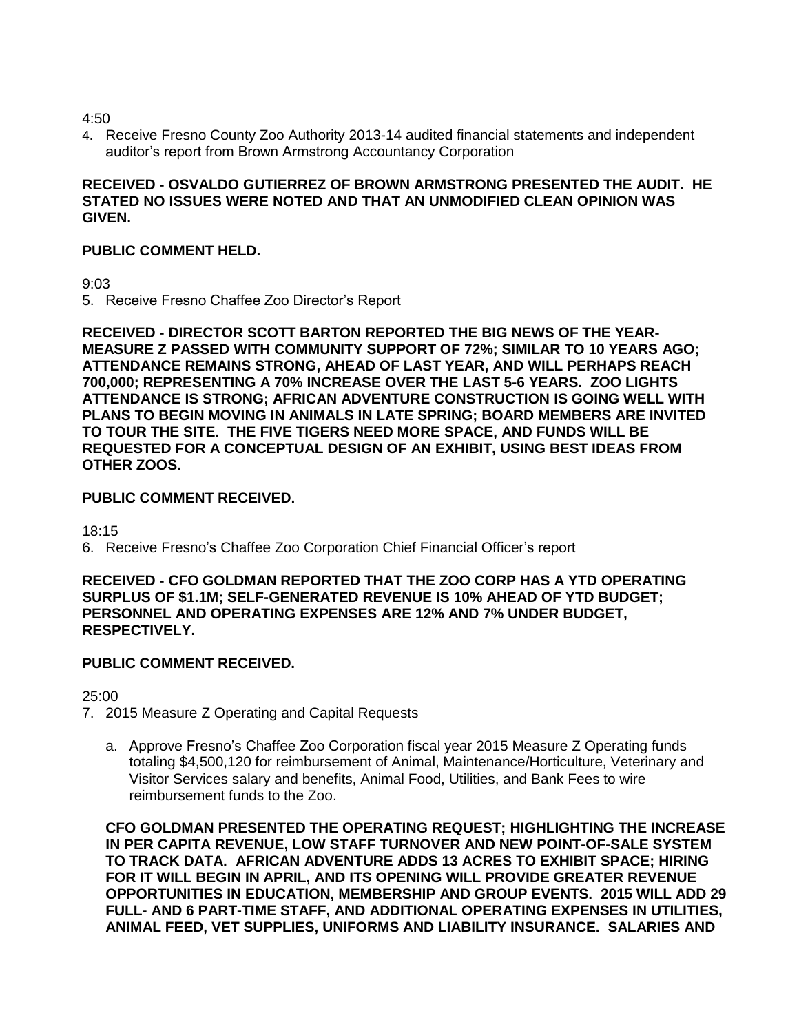4:50

4. Receive Fresno County Zoo Authority 2013-14 audited financial statements and independent auditor's report from Brown Armstrong Accountancy Corporation

**RECEIVED - OSVALDO GUTIERREZ OF BROWN ARMSTRONG PRESENTED THE AUDIT. HE STATED NO ISSUES WERE NOTED AND THAT AN UNMODIFIED CLEAN OPINION WAS GIVEN.**

**PUBLIC COMMENT HELD.**

9:03

5. Receive Fresno Chaffee Zoo Director's Report

**RECEIVED - DIRECTOR SCOTT BARTON REPORTED THE BIG NEWS OF THE YEAR-MEASURE Z PASSED WITH COMMUNITY SUPPORT OF 72%; SIMILAR TO 10 YEARS AGO; ATTENDANCE REMAINS STRONG, AHEAD OF LAST YEAR, AND WILL PERHAPS REACH 700,000; REPRESENTING A 70% INCREASE OVER THE LAST 5-6 YEARS. ZOO LIGHTS ATTENDANCE IS STRONG; AFRICAN ADVENTURE CONSTRUCTION IS GOING WELL WITH PLANS TO BEGIN MOVING IN ANIMALS IN LATE SPRING; BOARD MEMBERS ARE INVITED TO TOUR THE SITE. THE FIVE TIGERS NEED MORE SPACE, AND FUNDS WILL BE REQUESTED FOR A CONCEPTUAL DESIGN OF AN EXHIBIT, USING BEST IDEAS FROM OTHER ZOOS.**

**PUBLIC COMMENT RECEIVED.**

18:15

6. Receive Fresno's Chaffee Zoo Corporation Chief Financial Officer's report

**RECEIVED - CFO GOLDMAN REPORTED THAT THE ZOO CORP HAS A YTD OPERATING SURPLUS OF $1.1M; SELF-GENERATED REVENUE IS 10% AHEAD OF YTD BUDGET; PERSONNEL AND OPERATING EXPENSES ARE 12% AND 7% UNDER BUDGET, RESPECTIVELY.**

**PUBLIC COMMENT RECEIVED.**

25:00

7. 2015 Measure Z Operating and Capital Requests

   a. Approve Fresno's Chaffee Zoo Corporation fiscal year 2015 Measure Z Operating funds totaling $4,500,120 for reimbursement of Animal, Maintenance/Horticulture, Veterinary and Visitor Services salary and benefits, Animal Food, Utilities, and Bank Fees to wire reimbursement funds to the Zoo.

   **CFO GOLDMAN PRESENTED THE OPERATING REQUEST; HIGHLIGHTING THE INCREASE IN PER CAPITA REVENUE, LOW STAFF TURNOVER AND NEW POINT-OF-SALE SYSTEM TO TRACK DATA. AFRICAN ADVENTURE ADDS 13 ACRES TO EXHIBIT SPACE; HIRING FOR IT WILL BEGIN IN APRIL, AND ITS OPENING WILL PROVIDE GREATER REVENUE OPPORTUNITIES IN EDUCATION, MEMBERSHIP AND GROUP EVENTS. 2015 WILL ADD 29 FULL- AND 6 PART-TIME STAFF, AND ADDITIONAL OPERATING EXPENSES IN UTILITIES, ANIMAL FEED, VET SUPPLIES, UNIFORMS AND LIABILITY INSURANCE. SALARIES AND**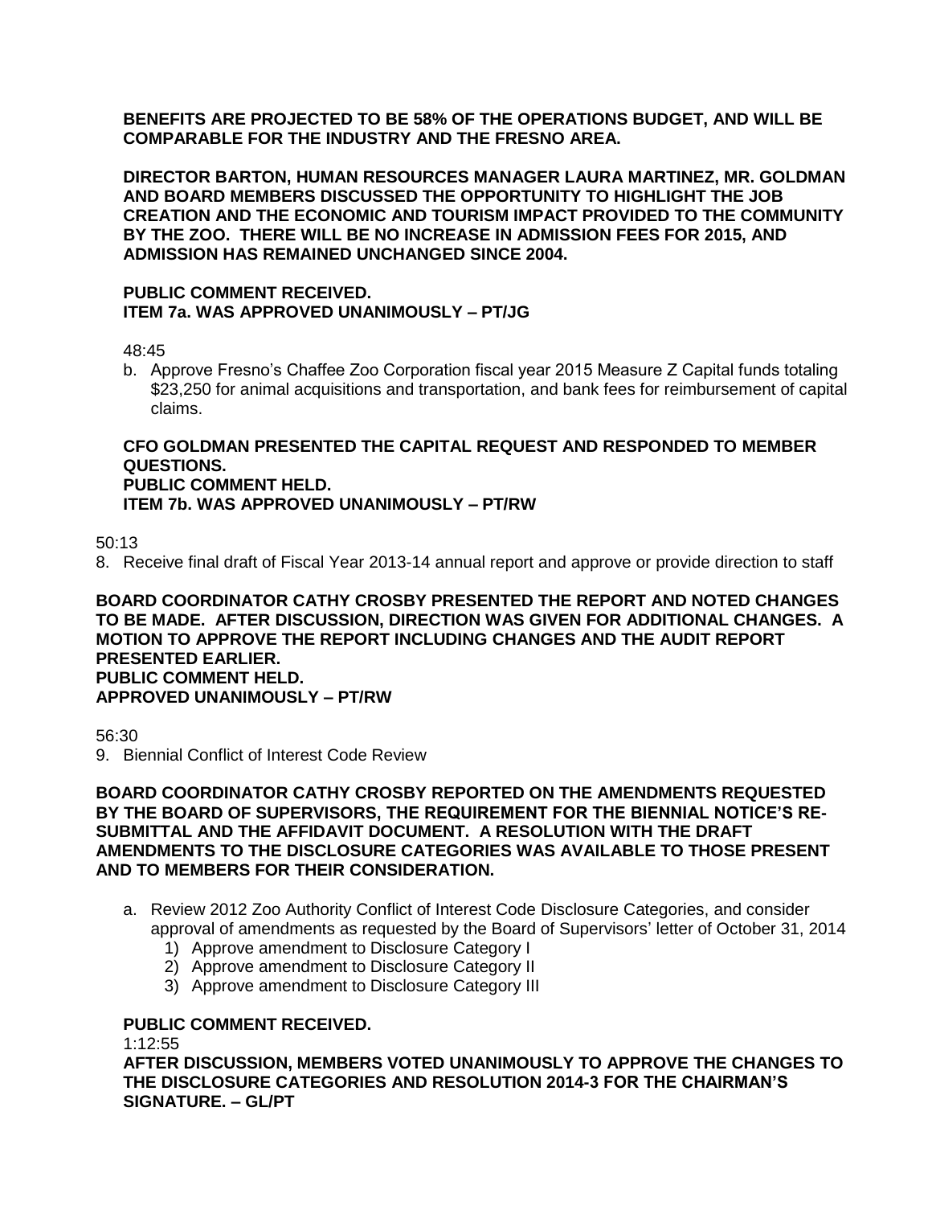**BENEFITS ARE PROJECTED TO BE 58% OF THE OPERATIONS BUDGET, AND WILL BE COMPARABLE FOR THE INDUSTRY AND THE FRESNO AREA.**

**DIRECTOR BARTON, HUMAN RESOURCES MANAGER LAURA MARTINEZ, MR. GOLDMAN AND BOARD MEMBERS DISCUSSED THE OPPORTUNITY TO HIGHLIGHT THE JOB CREATION AND THE ECONOMIC AND TOURISM IMPACT PROVIDED TO THE COMMUNITY BY THE ZOO. THERE WILL BE NO INCREASE IN ADMISSION FEES FOR 2015, AND ADMISSION HAS REMAINED UNCHANGED SINCE 2004.**

**PUBLIC COMMENT RECEIVED.**
**ITEM 7a. WAS APPROVED UNANIMOUSLY – PT/JG**

48:45

b. Approve Fresno's Chaffee Zoo Corporation fiscal year 2015 Measure Z Capital funds totaling $23,250 for animal acquisitions and transportation, and bank fees for reimbursement of capital claims.

**CFO GOLDMAN PRESENTED THE CAPITAL REQUEST AND RESPONDED TO MEMBER QUESTIONS.**
**PUBLIC COMMENT HELD.**
**ITEM 7b. WAS APPROVED UNANIMOUSLY – PT/RW**

50:13

8. Receive final draft of Fiscal Year 2013-14 annual report and approve or provide direction to staff

**BOARD COORDINATOR CATHY CROSBY PRESENTED THE REPORT AND NOTED CHANGES TO BE MADE. AFTER DISCUSSION, DIRECTION WAS GIVEN FOR ADDITIONAL CHANGES. A MOTION TO APPROVE THE REPORT INCLUDING CHANGES AND THE AUDIT REPORT PRESENTED EARLIER.**
**PUBLIC COMMENT HELD.**
**APPROVED UNANIMOUSLY – PT/RW**

56:30

9. Biennial Conflict of Interest Code Review

**BOARD COORDINATOR CATHY CROSBY REPORTED ON THE AMENDMENTS REQUESTED BY THE BOARD OF SUPERVISORS, THE REQUIREMENT FOR THE BIENNIAL NOTICE'S RE-SUBMITTAL AND THE AFFIDAVIT DOCUMENT. A RESOLUTION WITH THE DRAFT AMENDMENTS TO THE DISCLOSURE CATEGORIES WAS AVAILABLE TO THOSE PRESENT AND TO MEMBERS FOR THEIR CONSIDERATION.**

a. Review 2012 Zoo Authority Conflict of Interest Code Disclosure Categories, and consider approval of amendments as requested by the Board of Supervisors' letter of October 31, 2014
   1) Approve amendment to Disclosure Category I
   2) Approve amendment to Disclosure Category II
   3) Approve amendment to Disclosure Category III

**PUBLIC COMMENT RECEIVED.**

1:12:55

**AFTER DISCUSSION, MEMBERS VOTED UNANIMOUSLY TO APPROVE THE CHANGES TO THE DISCLOSURE CATEGORIES AND RESOLUTION 2014-3 FOR THE CHAIRMAN'S SIGNATURE. – GL/PT**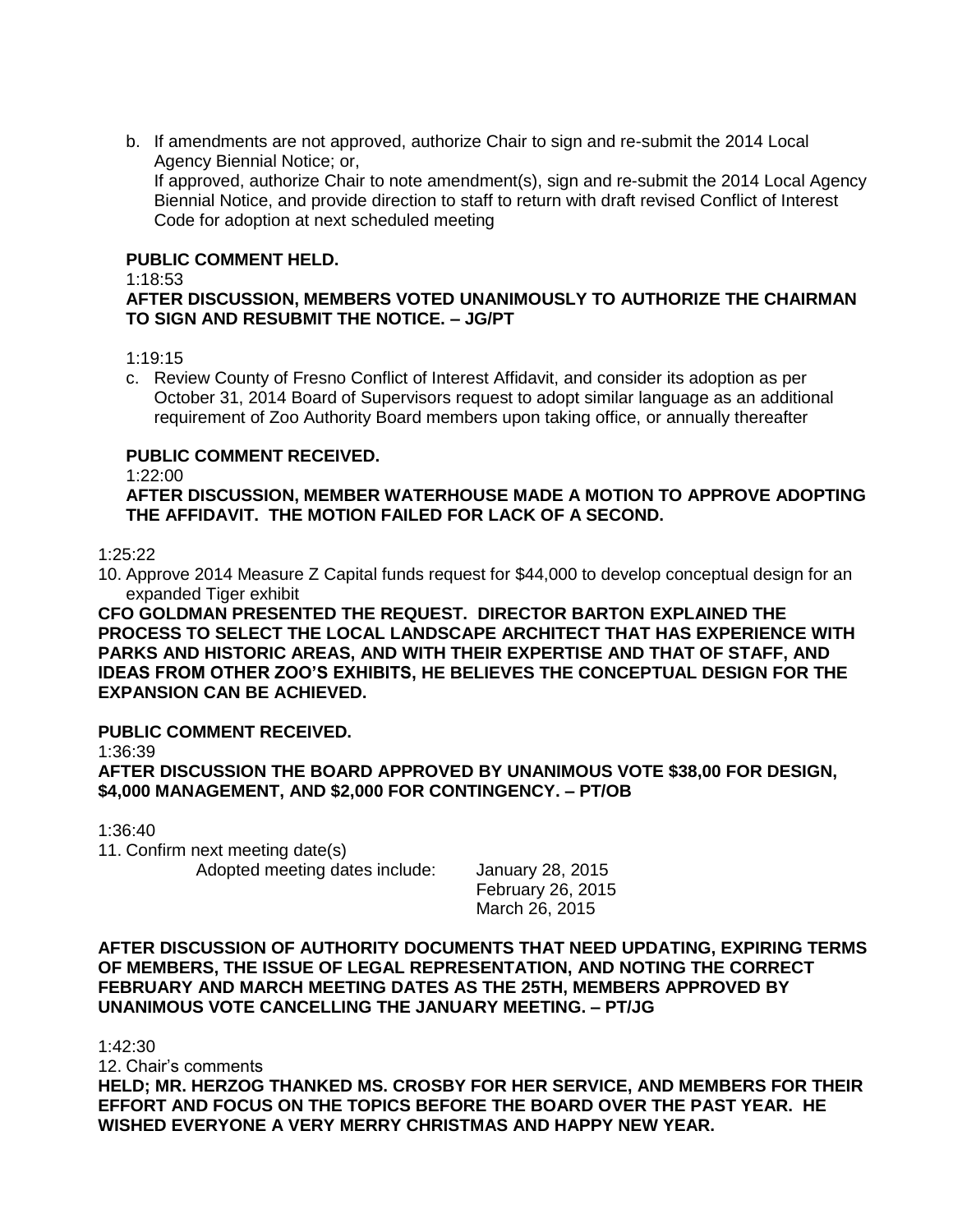b. If amendments are not approved, authorize Chair to sign and re-submit the 2014 Local Agency Biennial Notice; or,
   If approved, authorize Chair to note amendment(s), sign and re-submit the 2014 Local Agency Biennial Notice, and provide direction to staff to return with draft revised Conflict of Interest Code for adoption at next scheduled meeting

**PUBLIC COMMENT HELD.**

1:18:53

**AFTER DISCUSSION, MEMBERS VOTED UNANIMOUSLY TO AUTHORIZE THE CHAIRMAN TO SIGN AND RESUBMIT THE NOTICE. – JG/PT**

1:19:15

c. Review County of Fresno Conflict of Interest Affidavit, and consider its adoption as per October 31, 2014 Board of Supervisors request to adopt similar language as an additional requirement of Zoo Authority Board members upon taking office, or annually thereafter

**PUBLIC COMMENT RECEIVED.**

1:22:00

**AFTER DISCUSSION, MEMBER WATERHOUSE MADE A MOTION TO APPROVE ADOPTING THE AFFIDAVIT. THE MOTION FAILED FOR LACK OF A SECOND.**

1:25:22

10. Approve 2014 Measure Z Capital funds request for $44,000 to develop conceptual design for an expanded Tiger exhibit

**CFO GOLDMAN PRESENTED THE REQUEST. DIRECTOR BARTON EXPLAINED THE PROCESS TO SELECT THE LOCAL LANDSCAPE ARCHITECT THAT HAS EXPERIENCE WITH PARKS AND HISTORIC AREAS, AND WITH THEIR EXPERTISE AND THAT OF STAFF, AND IDEAS FROM OTHER ZOO'S EXHIBITS, HE BELIEVES THE CONCEPTUAL DESIGN FOR THE EXPANSION CAN BE ACHIEVED.**

**PUBLIC COMMENT RECEIVED.**

1:36:39

**AFTER DISCUSSION THE BOARD APPROVED BY UNANIMOUS VOTE $38,00 FOR DESIGN, $4,000 MANAGEMENT, AND $2,000 FOR CONTINGENCY. – PT/OB**

1:36:40

11. Confirm next meeting date(s)

    Adopted meeting dates include: January 28, 2015
    February 26, 2015
    March 26, 2015

**AFTER DISCUSSION OF AUTHORITY DOCUMENTS THAT NEED UPDATING, EXPIRING TERMS OF MEMBERS, THE ISSUE OF LEGAL REPRESENTATION, AND NOTING THE CORRECT FEBRUARY AND MARCH MEETING DATES AS THE 25TH, MEMBERS APPROVED BY UNANIMOUS VOTE CANCELLING THE JANUARY MEETING. – PT/JG**

1:42:30

12. Chair's comments

**HELD; MR. HERZOG THANKED MS. CROSBY FOR HER SERVICE, AND MEMBERS FOR THEIR EFFORT AND FOCUS ON THE TOPICS BEFORE THE BOARD OVER THE PAST YEAR. HE WISHED EVERYONE A VERY MERRY CHRISTMAS AND HAPPY NEW YEAR.**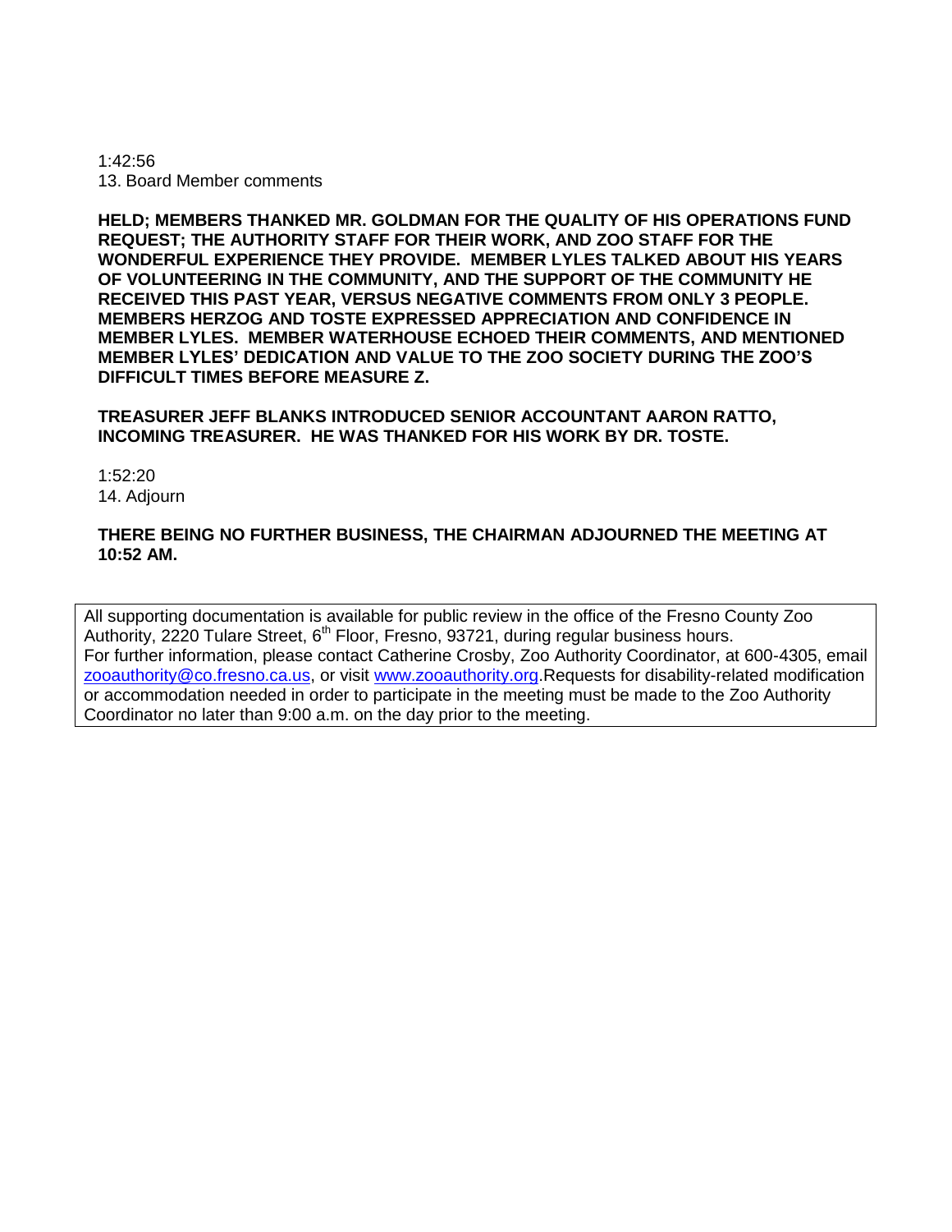1:42:56
13. Board Member comments

**HELD; MEMBERS THANKED MR. GOLDMAN FOR THE QUALITY OF HIS OPERATIONS FUND REQUEST; THE AUTHORITY STAFF FOR THEIR WORK, AND ZOO STAFF FOR THE WONDERFUL EXPERIENCE THEY PROVIDE. MEMBER LYLES TALKED ABOUT HIS YEARS OF VOLUNTEERING IN THE COMMUNITY, AND THE SUPPORT OF THE COMMUNITY HE RECEIVED THIS PAST YEAR, VERSUS NEGATIVE COMMENTS FROM ONLY 3 PEOPLE. MEMBERS HERZOG AND TOSTE EXPRESSED APPRECIATION AND CONFIDENCE IN MEMBER LYLES. MEMBER WATERHOUSE ECHOED THEIR COMMENTS, AND MENTIONED MEMBER LYLES' DEDICATION AND VALUE TO THE ZOO SOCIETY DURING THE ZOO'S DIFFICULT TIMES BEFORE MEASURE Z.**

**TREASURER JEFF BLANKS INTRODUCED SENIOR ACCOUNTANT AARON RATTO, INCOMING TREASURER. HE WAS THANKED FOR HIS WORK BY DR. TOSTE.**

1:52:20
14. Adjourn

**THERE BEING NO FURTHER BUSINESS, THE CHAIRMAN ADJOURNED THE MEETING AT 10:52 AM.**

All supporting documentation is available for public review in the office of the Fresno County Zoo Authority, 2220 Tulare Street, 6th Floor, Fresno, 93721, during regular business hours.
For further information, please contact Catherine Crosby, Zoo Authority Coordinator, at 600-4305, email zooauthority@co.fresno.ca.us, or visit www.zooauthority.org. Requests for disability-related modification or accommodation needed in order to participate in the meeting must be made to the Zoo Authority Coordinator no later than 9:00 a.m. on the day prior to the meeting.